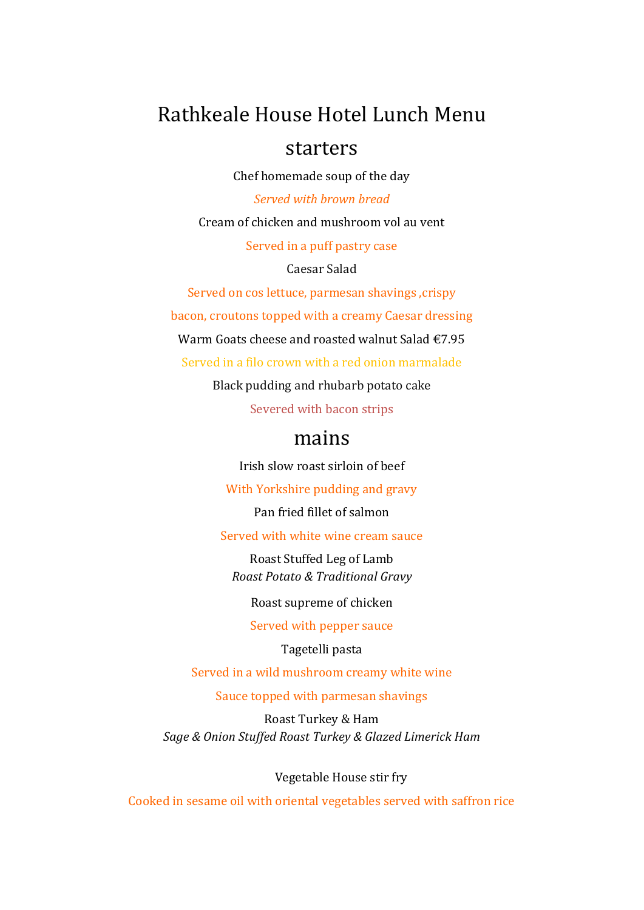# Rathkeale House Hotel Lunch Menu

## starters

Chef homemade soup of the day

*Served with brown bread*

Cream of chicken and mushroom vol au vent

Served in a puff pastry case

Caesar Salad

Served on cos lettuce, parmesan shavings ,crispy

bacon, croutons topped with a creamy Caesar dressing

Warm Goats cheese and roasted walnut Salad €7.95

Served in a filo crown with a red onion marmalade

Black pudding and rhubarb potato cake

Severed with bacon strips

## mains

Irish slow roast sirloin of beef

With Yorkshire pudding and gravy

Pan fried fillet of salmon

Served with white wine cream sauce

Roast Stuffed Leg of Lamb
*Roast Potato & Traditional Gravy*

Roast supreme of chicken

Served with pepper sauce

Tagetelli pasta

Served in a wild mushroom creamy white wine

Sauce topped with parmesan shavings

Roast Turkey & Ham
*Sage & Onion Stuffed Roast Turkey & Glazed Limerick Ham*

Vegetable House stir fry

Cooked in sesame oil with oriental vegetables served with saffron rice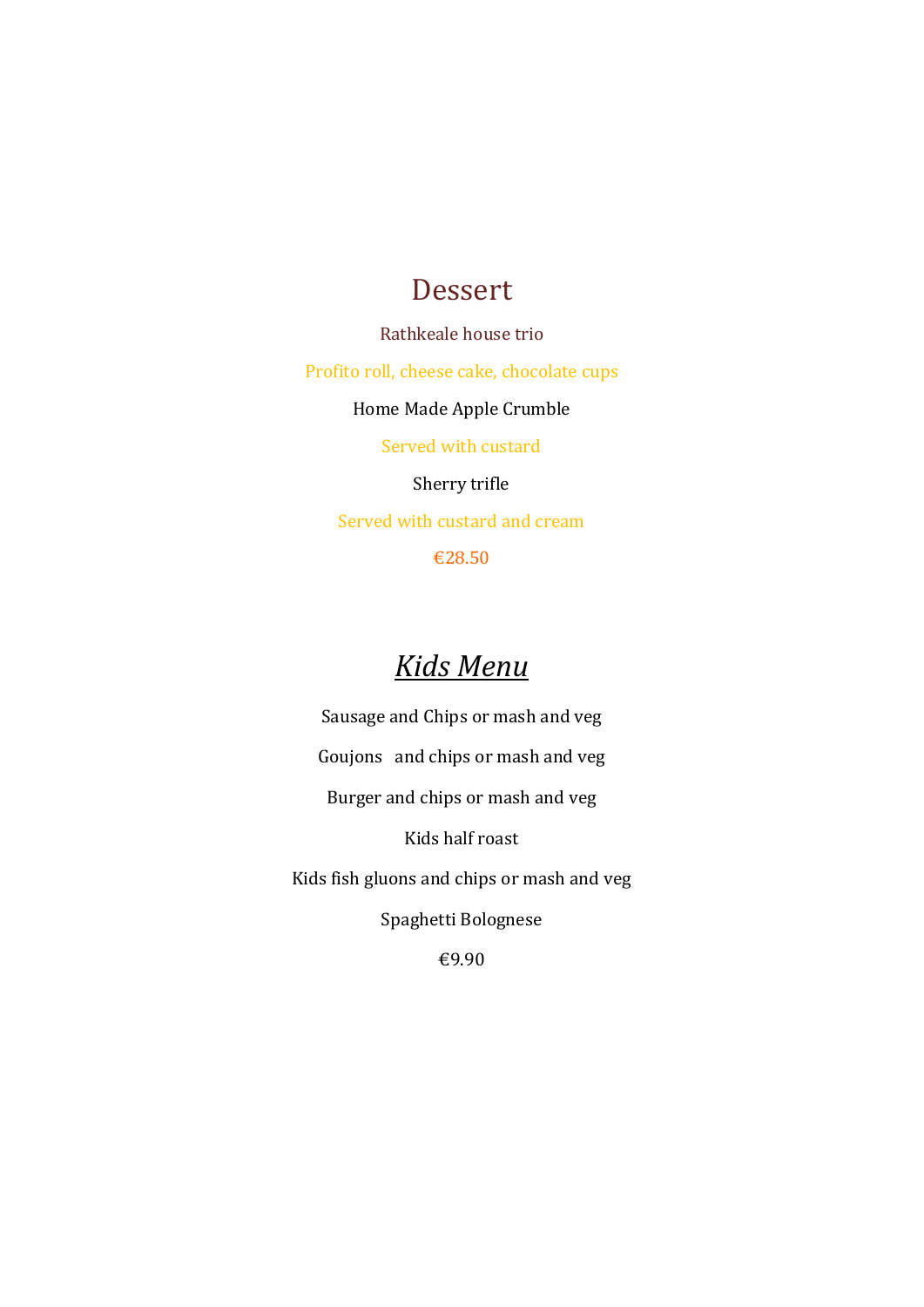# Dessert

Rathkeale house trio

Profito roll, cheese cake, chocolate cups

Home Made Apple Crumble

Served with custard

Sherry trifle

Served with custard and cream

€28.50

# *Kids Menu*

Sausage and Chips or mash and veg

Goujons and chips or mash and veg

Burger and chips or mash and veg

Kids half roast

Kids fish gluons and chips or mash and veg

Spaghetti Bolognese

€9.90